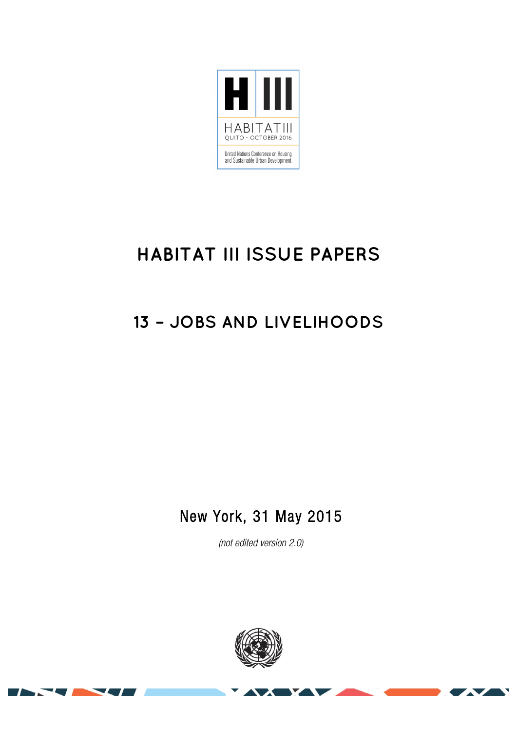H III

HABITAT III

QUITO - OCTOBER 2016

United Nations Conference on Housing and Sustainable Urban Development

# HABITAT III ISSUE PAPERS

## 13 – JOBS AND LIVELIHOODS

New York, 31 May 2015

*(not edited version 2.0)*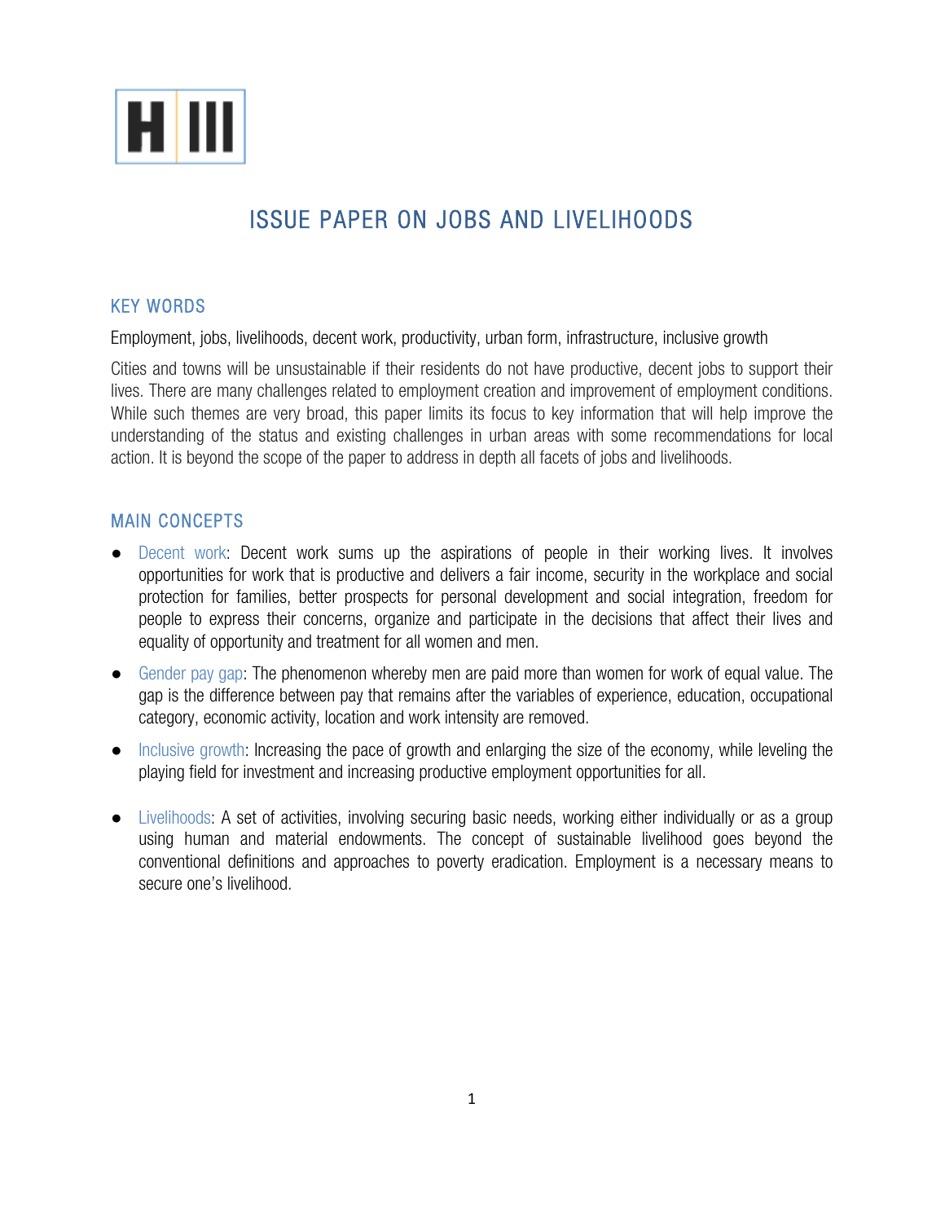# ISSUE PAPER ON JOBS AND LIVELIHOODS

## KEY WORDS

Employment, jobs, livelihoods, decent work, productivity, urban form, infrastructure, inclusive growth

Cities and towns will be unsustainable if their residents do not have productive, decent jobs to support their lives. There are many challenges related to employment creation and improvement of employment conditions. While such themes are very broad, this paper limits its focus to key information that will help improve the understanding of the status and existing challenges in urban areas with some recommendations for local action. It is beyond the scope of the paper to address in depth all facets of jobs and livelihoods.

## MAIN CONCEPTS

- Decent work: Decent work sums up the aspirations of people in their working lives. It involves opportunities for work that is productive and delivers a fair income, security in the workplace and social protection for families, better prospects for personal development and social integration, freedom for people to express their concerns, organize and participate in the decisions that affect their lives and equality of opportunity and treatment for all women and men.
- Gender pay gap: The phenomenon whereby men are paid more than women for work of equal value. The gap is the difference between pay that remains after the variables of experience, education, occupational category, economic activity, location and work intensity are removed.
- Inclusive growth: Increasing the pace of growth and enlarging the size of the economy, while leveling the playing field for investment and increasing productive employment opportunities for all.
- Livelihoods: A set of activities, involving securing basic needs, working either individually or as a group using human and material endowments. The concept of sustainable livelihood goes beyond the conventional definitions and approaches to poverty eradication. Employment is a necessary means to secure one's livelihood.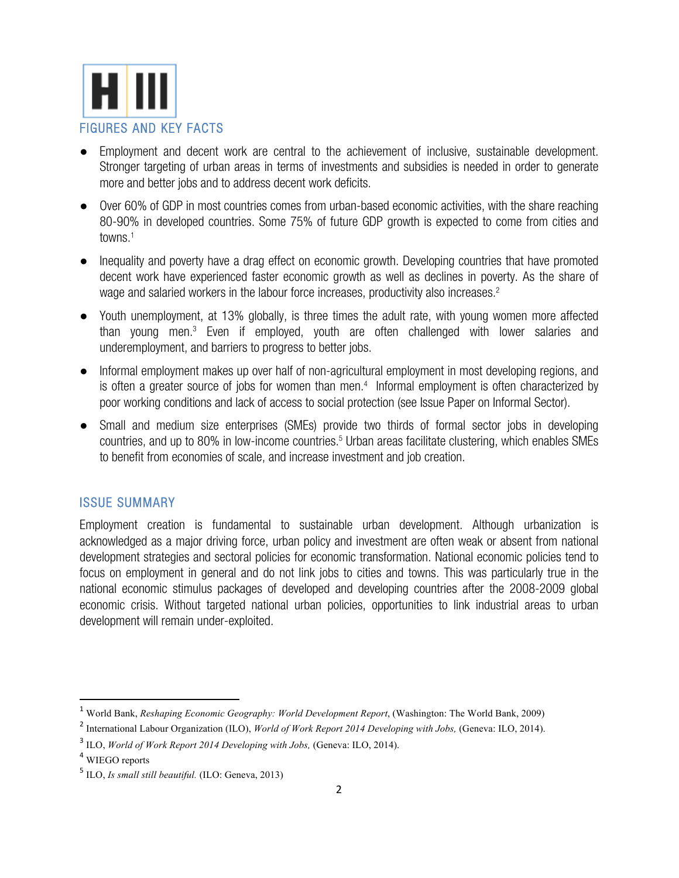H III

## FIGURES AND KEY FACTS

- Employment and decent work are central to the achievement of inclusive, sustainable development. Stronger targeting of urban areas in terms of investments and subsidies is needed in order to generate more and better jobs and to address decent work deficits.
- Over 60% of GDP in most countries comes from urban-based economic activities, with the share reaching 80-90% in developed countries. Some 75% of future GDP growth is expected to come from cities and towns.[1]
- Inequality and poverty have a drag effect on economic growth. Developing countries that have promoted decent work have experienced faster economic growth as well as declines in poverty. As the share of wage and salaried workers in the labour force increases, productivity also increases.[2]
- Youth unemployment, at 13% globally, is three times the adult rate, with young women more affected than young men.[3] Even if employed, youth are often challenged with lower salaries and underemployment, and barriers to progress to better jobs.
- Informal employment makes up over half of non-agricultural employment in most developing regions, and is often a greater source of jobs for women than men.[4] Informal employment is often characterized by poor working conditions and lack of access to social protection (see Issue Paper on Informal Sector).
- Small and medium size enterprises (SMEs) provide two thirds of formal sector jobs in developing countries, and up to 80% in low-income countries.[5] Urban areas facilitate clustering, which enables SMEs to benefit from economies of scale, and increase investment and job creation.

## ISSUE SUMMARY

Employment creation is fundamental to sustainable urban development. Although urbanization is acknowledged as a major driving force, urban policy and investment are often weak or absent from national development strategies and sectoral policies for economic transformation. National economic policies tend to focus on employment in general and do not link jobs to cities and towns. This was particularly true in the national economic stimulus packages of developed and developing countries after the 2008-2009 global economic crisis. Without targeted national urban policies, opportunities to link industrial areas to urban development will remain under-exploited.

---

[1] World Bank, *Reshaping Economic Geography: World Development Report*, (Washington: The World Bank, 2009)

[2] International Labour Organization (ILO), *World of Work Report 2014 Developing with Jobs,* (Geneva: ILO, 2014).

[3] ILO, *World of Work Report 2014 Developing with Jobs,* (Geneva: ILO, 2014).

[4] WIEGO reports

[5] ILO, *Is small still beautiful.* (ILO: Geneva, 2013)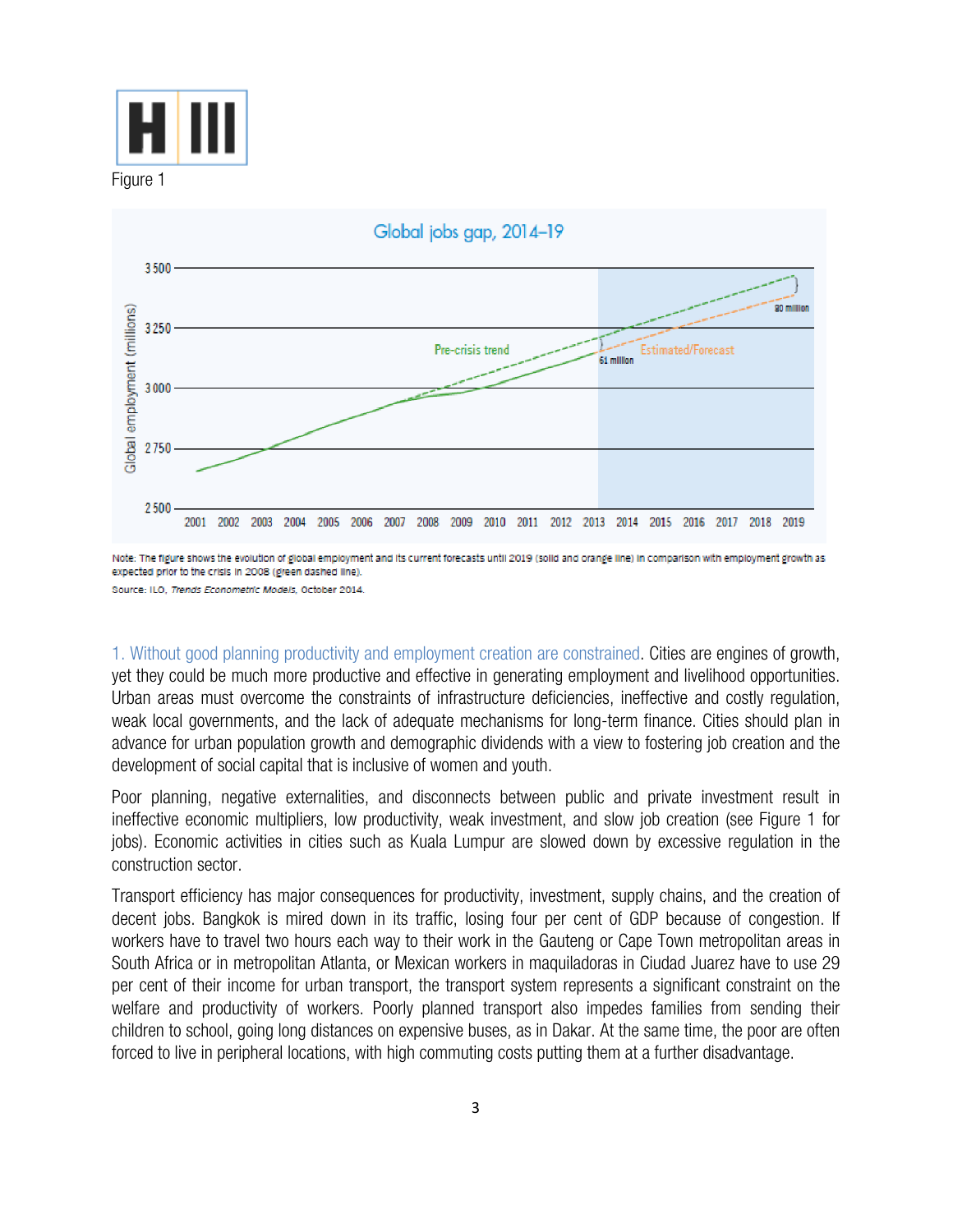Figure 1

Note: The figure shows the evolution of global employment and its current forecasts until 2019 (solid and orange line) in comparison with employment growth as expected prior to the crisis in 2008 (green dashed line).

Source: ILO, *Trends Econometric Models*, October 2014.

1. Without good planning productivity and employment creation are constrained. Cities are engines of growth, yet they could be much more productive and effective in generating employment and livelihood opportunities. Urban areas must overcome the constraints of infrastructure deficiencies, ineffective and costly regulation, weak local governments, and the lack of adequate mechanisms for long-term finance. Cities should plan in advance for urban population growth and demographic dividends with a view to fostering job creation and the development of social capital that is inclusive of women and youth.

Poor planning, negative externalities, and disconnects between public and private investment result in ineffective economic multipliers, low productivity, weak investment, and slow job creation (see Figure 1 for jobs). Economic activities in cities such as Kuala Lumpur are slowed down by excessive regulation in the construction sector.

Transport efficiency has major consequences for productivity, investment, supply chains, and the creation of decent jobs. Bangkok is mired down in its traffic, losing four per cent of GDP because of congestion. If workers have to travel two hours each way to their work in the Gauteng or Cape Town metropolitan areas in South Africa or in metropolitan Atlanta, or Mexican workers in maquiladoras in Ciudad Juarez have to use 29 per cent of their income for urban transport, the transport system represents a significant constraint on the welfare and productivity of workers. Poorly planned transport also impedes families from sending their children to school, going long distances on expensive buses, as in Dakar. At the same time, the poor are often forced to live in peripheral locations, with high commuting costs putting them at a further disadvantage.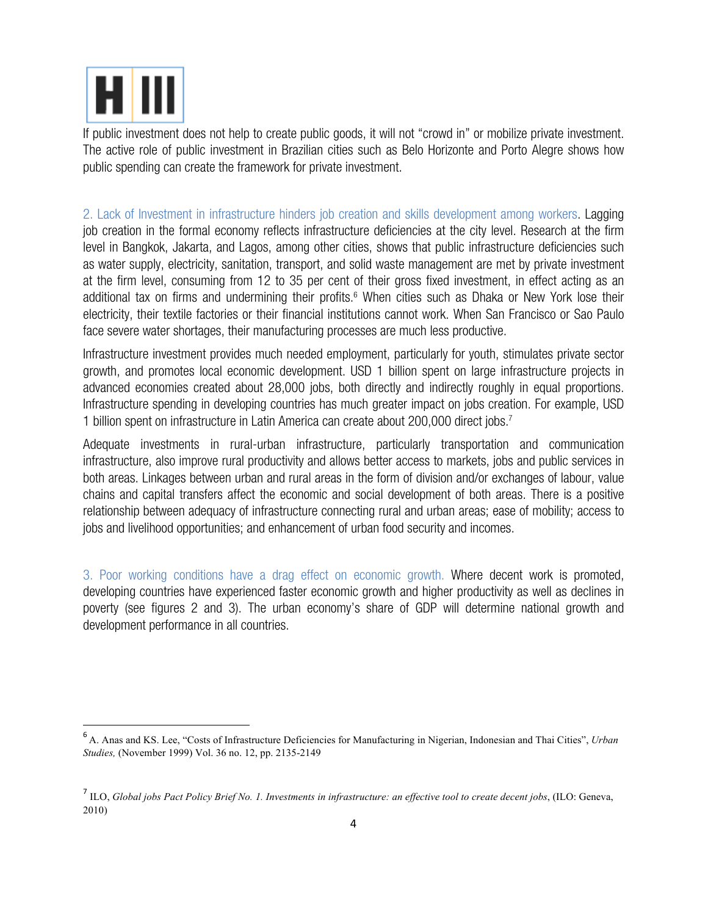If public investment does not help to create public goods, it will not "crowd in" or mobilize private investment. The active role of public investment in Brazilian cities such as Belo Horizonte and Porto Alegre shows how public spending can create the framework for private investment.

2. Lack of Investment in infrastructure hinders job creation and skills development among workers. Lagging job creation in the formal economy reflects infrastructure deficiencies at the city level. Research at the firm level in Bangkok, Jakarta, and Lagos, among other cities, shows that public infrastructure deficiencies such as water supply, electricity, sanitation, transport, and solid waste management are met by private investment at the firm level, consuming from 12 to 35 per cent of their gross fixed investment, in effect acting as an additional tax on firms and undermining their profits.[6] When cities such as Dhaka or New York lose their electricity, their textile factories or their financial institutions cannot work. When San Francisco or Sao Paulo face severe water shortages, their manufacturing processes are much less productive.

Infrastructure investment provides much needed employment, particularly for youth, stimulates private sector growth, and promotes local economic development. USD 1 billion spent on large infrastructure projects in advanced economies created about 28,000 jobs, both directly and indirectly roughly in equal proportions. Infrastructure spending in developing countries has much greater impact on jobs creation. For example, USD 1 billion spent on infrastructure in Latin America can create about 200,000 direct jobs.[7]

Adequate investments in rural-urban infrastructure, particularly transportation and communication infrastructure, also improve rural productivity and allows better access to markets, jobs and public services in both areas. Linkages between urban and rural areas in the form of division and/or exchanges of labour, value chains and capital transfers affect the economic and social development of both areas. There is a positive relationship between adequacy of infrastructure connecting rural and urban areas; ease of mobility; access to jobs and livelihood opportunities; and enhancement of urban food security and incomes.

3. Poor working conditions have a drag effect on economic growth. Where decent work is promoted, developing countries have experienced faster economic growth and higher productivity as well as declines in poverty (see figures 2 and 3). The urban economy's share of GDP will determine national growth and development performance in all countries.

---

[6] A. Anas and KS. Lee, "Costs of Infrastructure Deficiencies for Manufacturing in Nigerian, Indonesian and Thai Cities", *Urban Studies,* (November 1999) Vol. 36 no. 12, pp. 2135-2149

[7] ILO, *Global jobs Pact Policy Brief No. 1. Investments in infrastructure: an effective tool to create decent jobs*, (ILO: Geneva, 2010)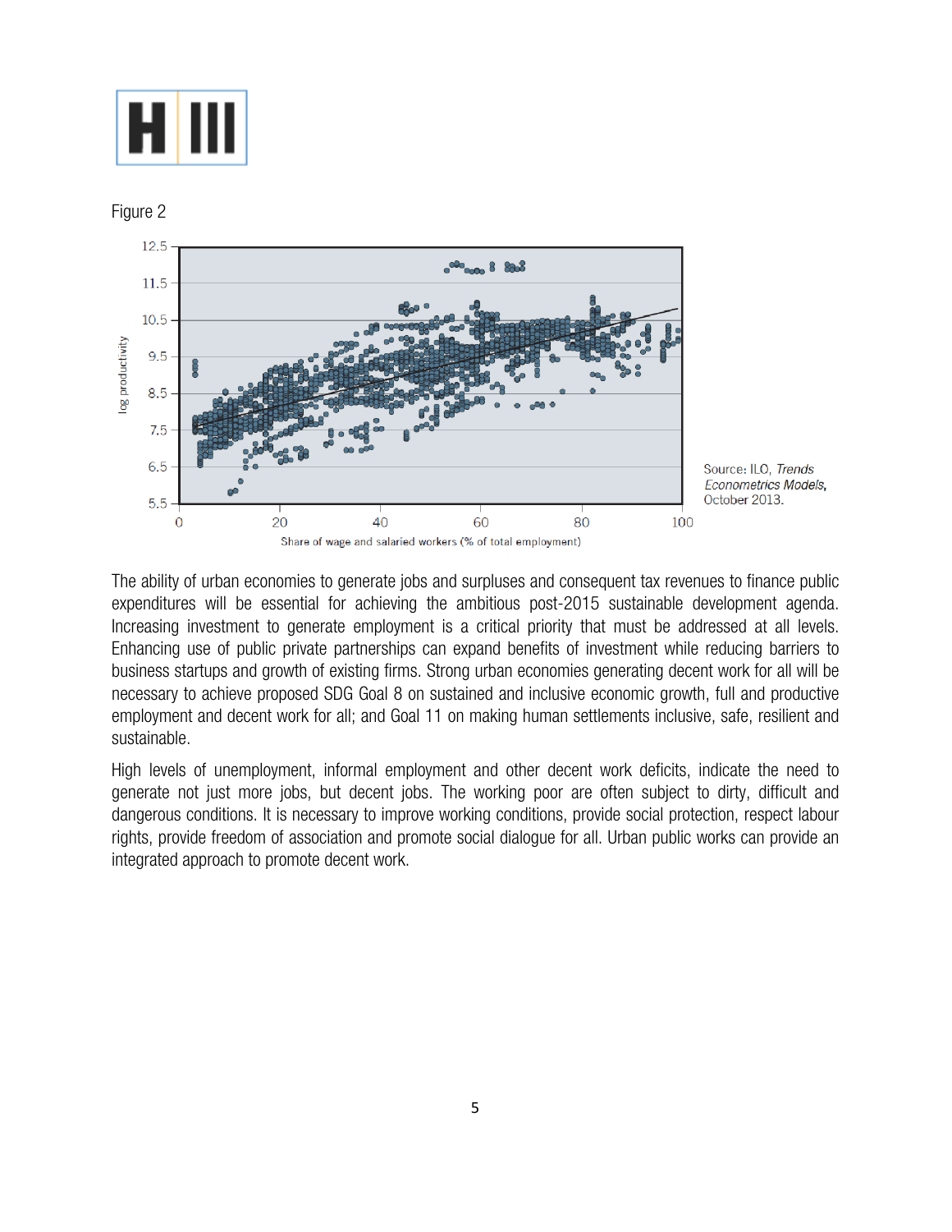Figure 2

Source: ILO, *Trends Econometrics Models*, October 2013.

The ability of urban economies to generate jobs and surpluses and consequent tax revenues to finance public expenditures will be essential for achieving the ambitious post-2015 sustainable development agenda. Increasing investment to generate employment is a critical priority that must be addressed at all levels. Enhancing use of public private partnerships can expand benefits of investment while reducing barriers to business startups and growth of existing firms. Strong urban economies generating decent work for all will be necessary to achieve proposed SDG Goal 8 on sustained and inclusive economic growth, full and productive employment and decent work for all; and Goal 11 on making human settlements inclusive, safe, resilient and sustainable.

High levels of unemployment, informal employment and other decent work deficits, indicate the need to generate not just more jobs, but decent jobs. The working poor are often subject to dirty, difficult and dangerous conditions. It is necessary to improve working conditions, provide social protection, respect labour rights, provide freedom of association and promote social dialogue for all. Urban public works can provide an integrated approach to promote decent work.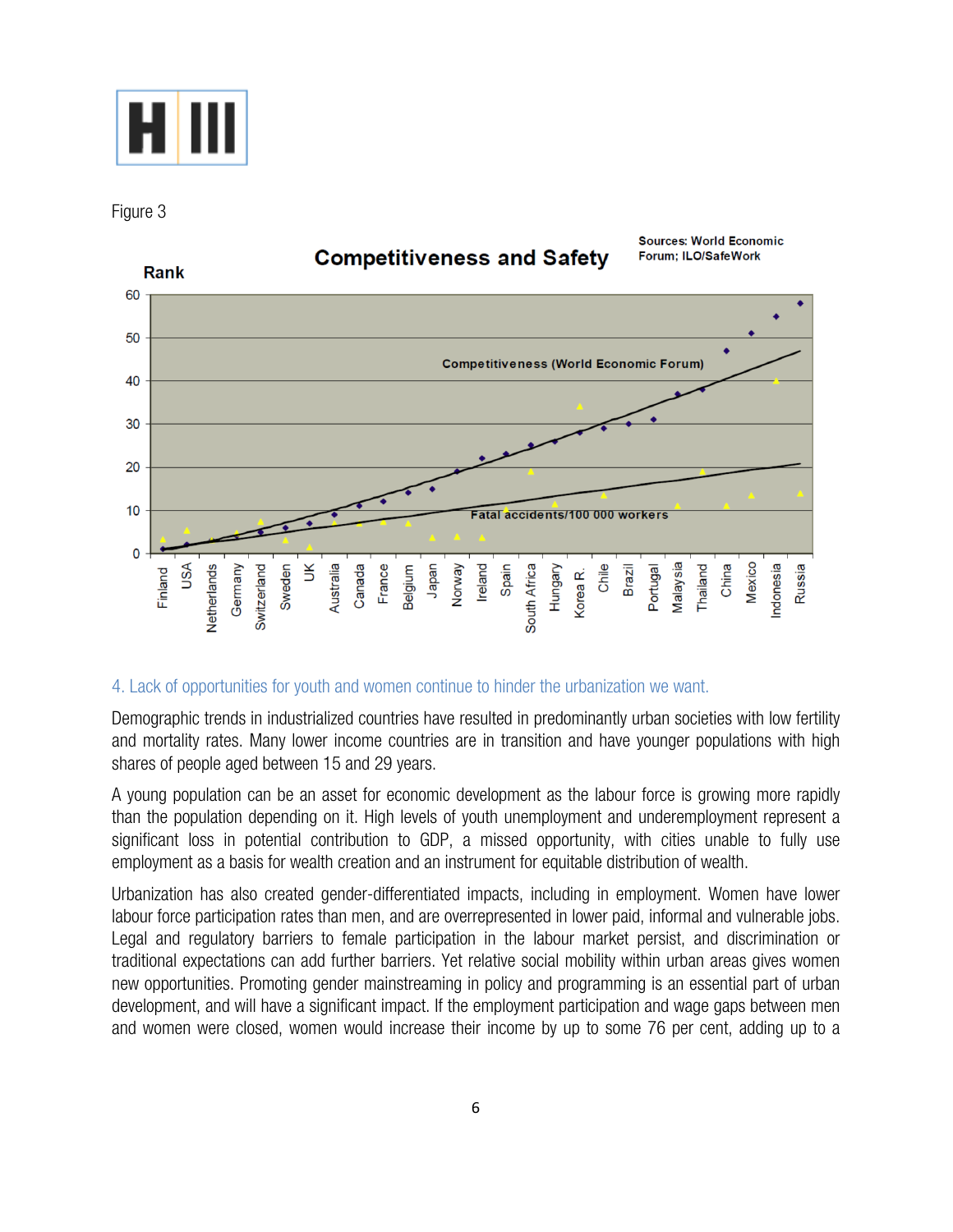Figure 3

**Competitiveness and Safety**

Sources: World Economic Forum; ILO/SafeWork

Rank

Competitiveness (World Economic Forum)

Fatal accidents/100 000 workers

Finland, USA, Netherlands, Germany, Switzerland, Sweden, UK, Australia, Canada, France, Belgium, Japan, Norway, Ireland, Spain, South Africa, Hungary, Korea R., Chile, Brazil, Portugal, Malaysia, Thailand, China, Mexico, Indonesia, Russia

## 4. Lack of opportunities for youth and women continue to hinder the urbanization we want.

Demographic trends in industrialized countries have resulted in predominantly urban societies with low fertility and mortality rates. Many lower income countries are in transition and have younger populations with high shares of people aged between 15 and 29 years.

A young population can be an asset for economic development as the labour force is growing more rapidly than the population depending on it. High levels of youth unemployment and underemployment represent a significant loss in potential contribution to GDP, a missed opportunity, with cities unable to fully use employment as a basis for wealth creation and an instrument for equitable distribution of wealth.

Urbanization has also created gender-differentiated impacts, including in employment. Women have lower labour force participation rates than men, and are overrepresented in lower paid, informal and vulnerable jobs. Legal and regulatory barriers to female participation in the labour market persist, and discrimination or traditional expectations can add further barriers. Yet relative social mobility within urban areas gives women new opportunities. Promoting gender mainstreaming in policy and programming is an essential part of urban development, and will have a significant impact. If the employment participation and wage gaps between men and women were closed, women would increase their income by up to some 76 per cent, adding up to a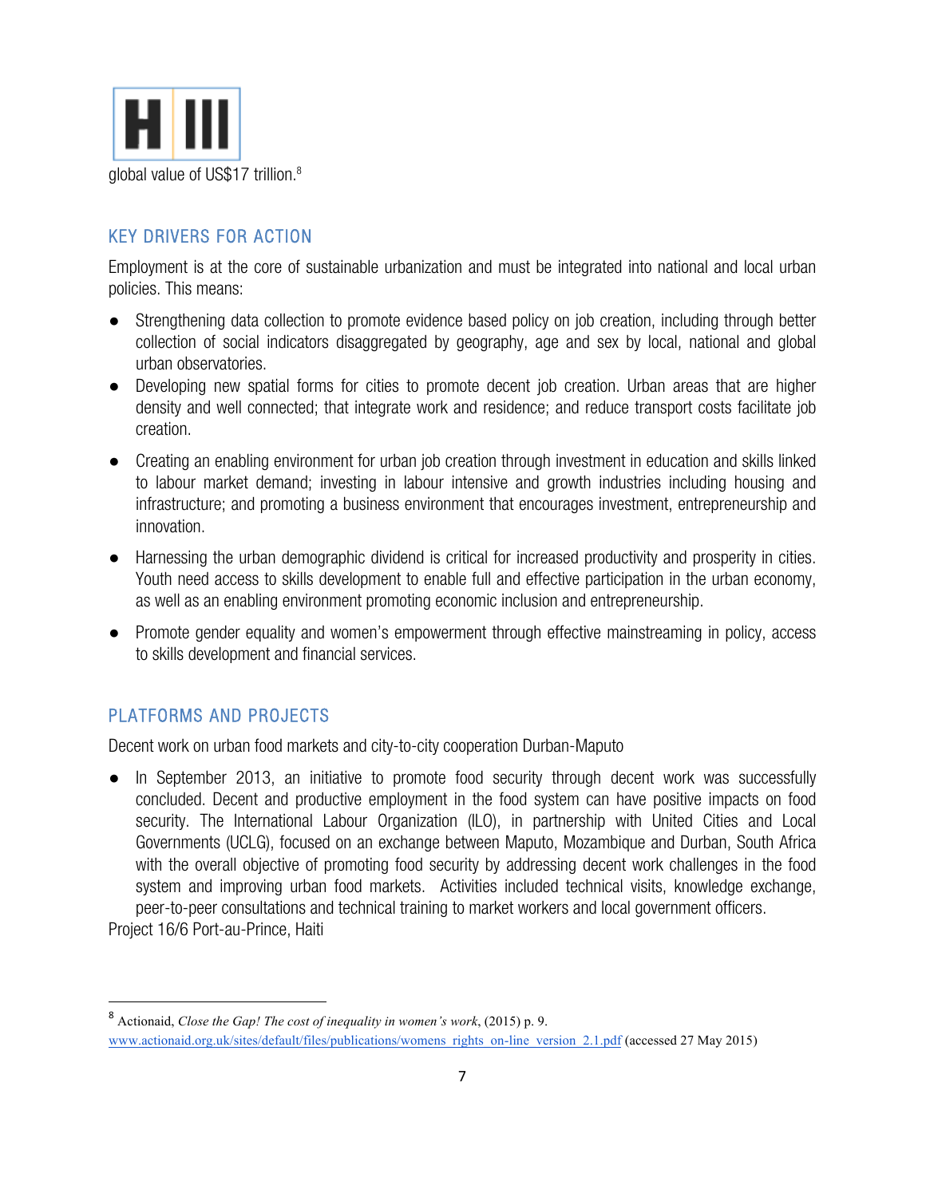global value of US$17 trillion.[8]

## KEY DRIVERS FOR ACTION

Employment is at the core of sustainable urbanization and must be integrated into national and local urban policies. This means:

- Strengthening data collection to promote evidence based policy on job creation, including through better collection of social indicators disaggregated by geography, age and sex by local, national and global urban observatories.
- Developing new spatial forms for cities to promote decent job creation. Urban areas that are higher density and well connected; that integrate work and residence; and reduce transport costs facilitate job creation.
- Creating an enabling environment for urban job creation through investment in education and skills linked to labour market demand; investing in labour intensive and growth industries including housing and infrastructure; and promoting a business environment that encourages investment, entrepreneurship and innovation.
- Harnessing the urban demographic dividend is critical for increased productivity and prosperity in cities. Youth need access to skills development to enable full and effective participation in the urban economy, as well as an enabling environment promoting economic inclusion and entrepreneurship.
- Promote gender equality and women's empowerment through effective mainstreaming in policy, access to skills development and financial services.

## PLATFORMS AND PROJECTS

Decent work on urban food markets and city-to-city cooperation Durban-Maputo

- In September 2013, an initiative to promote food security through decent work was successfully concluded. Decent and productive employment in the food system can have positive impacts on food security. The International Labour Organization (ILO), in partnership with United Cities and Local Governments (UCLG), focused on an exchange between Maputo, Mozambique and Durban, South Africa with the overall objective of promoting food security by addressing decent work challenges in the food system and improving urban food markets. Activities included technical visits, knowledge exchange, peer-to-peer consultations and technical training to market workers and local government officers.

Project 16/6 Port-au-Prince, Haiti

---

[8] Actionaid, *Close the Gap! The cost of inequality in women's work*, (2015) p. 9. www.actionaid.org.uk/sites/default/files/publications/womens_rights_on-line_version_2.1.pdf (accessed 27 May 2015)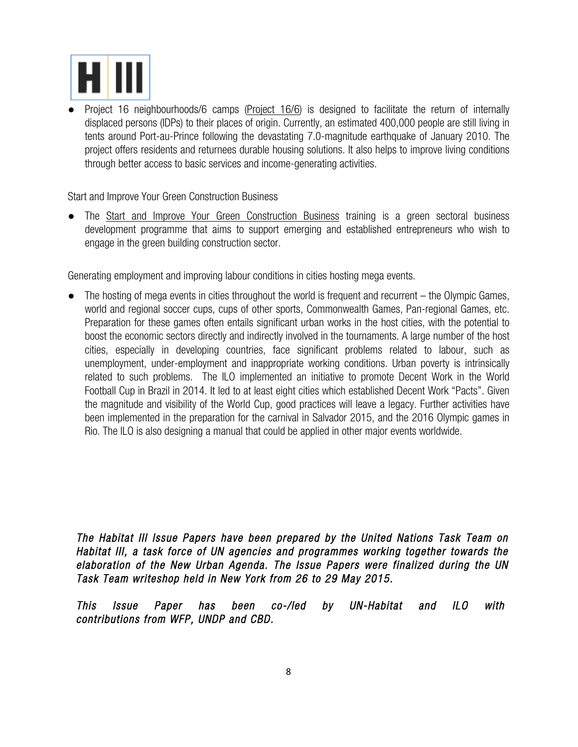- Project 16 neighbourhoods/6 camps (Project 16/6) is designed to facilitate the return of internally displaced persons (IDPs) to their places of origin. Currently, an estimated 400,000 people are still living in tents around Port-au-Prince following the devastating 7.0-magnitude earthquake of January 2010. The project offers residents and returnees durable housing solutions. It also helps to improve living conditions through better access to basic services and income-generating activities.

Start and Improve Your Green Construction Business

- The Start and Improve Your Green Construction Business training is a green sectoral business development programme that aims to support emerging and established entrepreneurs who wish to engage in the green building construction sector.

Generating employment and improving labour conditions in cities hosting mega events.

- The hosting of mega events in cities throughout the world is frequent and recurrent – the Olympic Games, world and regional soccer cups, cups of other sports, Commonwealth Games, Pan-regional Games, etc. Preparation for these games often entails significant urban works in the host cities, with the potential to boost the economic sectors directly and indirectly involved in the tournaments. A large number of the host cities, especially in developing countries, face significant problems related to labour, such as unemployment, under-employment and inappropriate working conditions. Urban poverty is intrinsically related to such problems. The ILO implemented an initiative to promote Decent Work in the World Football Cup in Brazil in 2014. It led to at least eight cities which established Decent Work "Pacts". Given the magnitude and visibility of the World Cup, good practices will leave a legacy. Further activities have been implemented in the preparation for the carnival in Salvador 2015, and the 2016 Olympic games in Rio. The ILO is also designing a manual that could be applied in other major events worldwide.

*The Habitat III Issue Papers have been prepared by the United Nations Task Team on Habitat III, a task force of UN agencies and programmes working together towards the elaboration of the New Urban Agenda. The Issue Papers were finalized during the UN Task Team writeshop held in New York from 26 to 29 May 2015.*

*This Issue Paper has been co-/led by UN-Habitat and ILO with contributions from WFP, UNDP and CBD.*